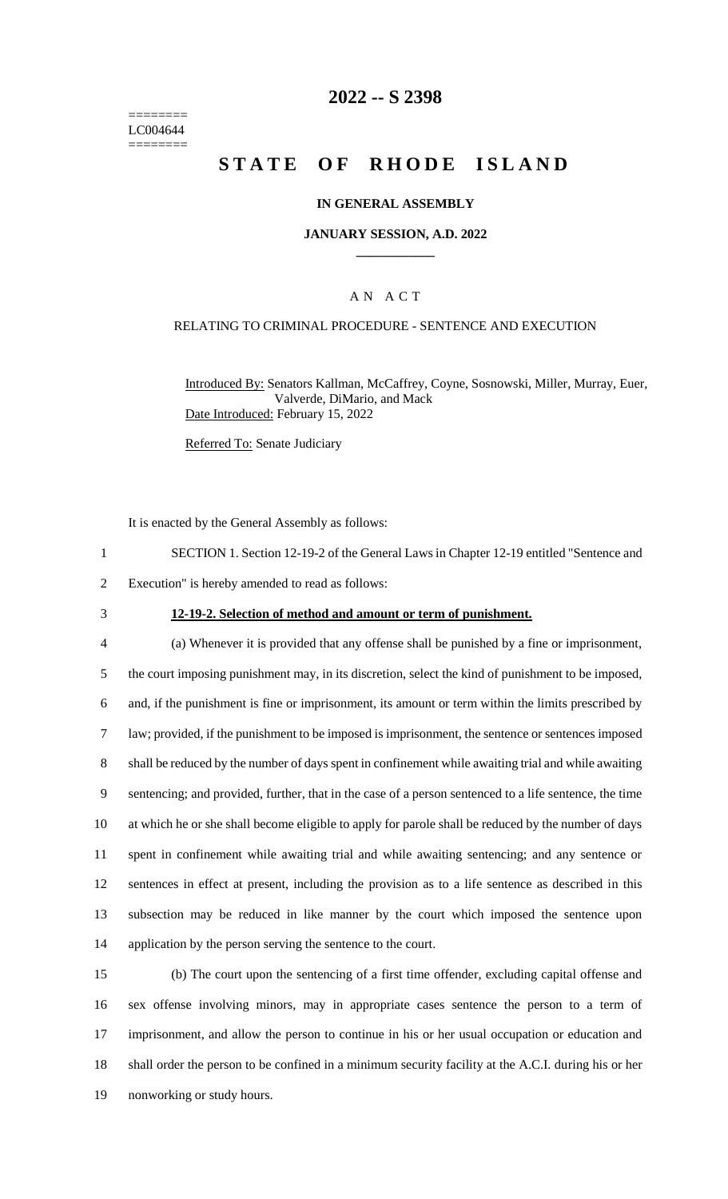========
LC004644
========

# 2022 -- S 2398

# STATE OF RHODE ISLAND

**IN GENERAL ASSEMBLY**

**JANUARY SESSION, A.D. 2022**

____________

A N A C T

RELATING TO CRIMINAL PROCEDURE - SENTENCE AND EXECUTION

Introduced By: Senators Kallman, McCaffrey, Coyne, Sosnowski, Miller, Murray, Euer, Valverde, DiMario, and Mack

Date Introduced: February 15, 2022

Referred To: Senate Judiciary

It is enacted by the General Assembly as follows:

1 SECTION 1. Section 12-19-2 of the General Laws in Chapter 12-19 entitled "Sentence and
2 Execution" is hereby amended to read as follows:

3 **12-19-2. Selection of method and amount or term of punishment.**

4 (a) Whenever it is provided that any offense shall be punished by a fine or imprisonment,
5 the court imposing punishment may, in its discretion, select the kind of punishment to be imposed,
6 and, if the punishment is fine or imprisonment, its amount or term within the limits prescribed by
7 law; provided, if the punishment to be imposed is imprisonment, the sentence or sentences imposed
8 shall be reduced by the number of days spent in confinement while awaiting trial and while awaiting
9 sentencing; and provided, further, that in the case of a person sentenced to a life sentence, the time
10 at which he or she shall become eligible to apply for parole shall be reduced by the number of days
11 spent in confinement while awaiting trial and while awaiting sentencing; and any sentence or
12 sentences in effect at present, including the provision as to a life sentence as described in this
13 subsection may be reduced in like manner by the court which imposed the sentence upon
14 application by the person serving the sentence to the court.

15 (b) The court upon the sentencing of a first time offender, excluding capital offense and
16 sex offense involving minors, may in appropriate cases sentence the person to a term of
17 imprisonment, and allow the person to continue in his or her usual occupation or education and
18 shall order the person to be confined in a minimum security facility at the A.C.I. during his or her
19 nonworking or study hours.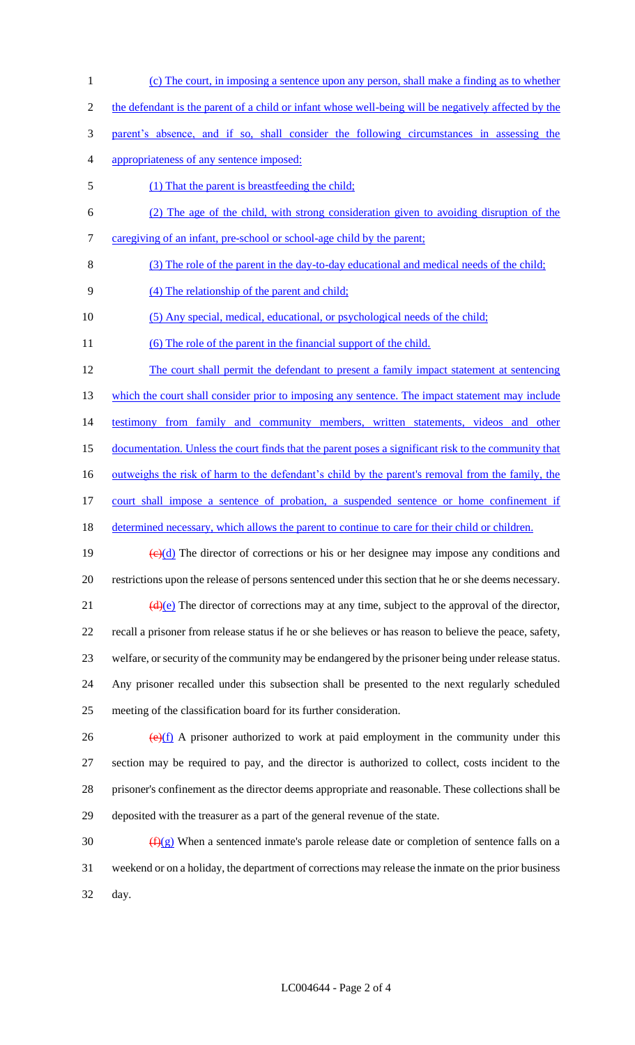(c) The court, in imposing a sentence upon any person, shall make a finding as to whether the defendant is the parent of a child or infant whose well-being will be negatively affected by the parent's absence, and if so, shall consider the following circumstances in assessing the appropriateness of any sentence imposed:

(1) That the parent is breastfeeding the child;

(2) The age of the child, with strong consideration given to avoiding disruption of the caregiving of an infant, pre-school or school-age child by the parent;

(3) The role of the parent in the day-to-day educational and medical needs of the child;

(4) The relationship of the parent and child;

(5) Any special, medical, educational, or psychological needs of the child;

(6) The role of the parent in the financial support of the child.

The court shall permit the defendant to present a family impact statement at sentencing which the court shall consider prior to imposing any sentence. The impact statement may include testimony from family and community members, written statements, videos and other documentation. Unless the court finds that the parent poses a significant risk to the community that outweighs the risk of harm to the defendant's child by the parent's removal from the family, the court shall impose a sentence of probation, a suspended sentence or home confinement if determined necessary, which allows the parent to continue to care for their child or children.

~~(c)~~(d) The director of corrections or his or her designee may impose any conditions and restrictions upon the release of persons sentenced under this section that he or she deems necessary.

~~(d)~~(e) The director of corrections may at any time, subject to the approval of the director, recall a prisoner from release status if he or she believes or has reason to believe the peace, safety, welfare, or security of the community may be endangered by the prisoner being under release status. Any prisoner recalled under this subsection shall be presented to the next regularly scheduled meeting of the classification board for its further consideration.

~~(e)~~(f) A prisoner authorized to work at paid employment in the community under this section may be required to pay, and the director is authorized to collect, costs incident to the prisoner's confinement as the director deems appropriate and reasonable. These collections shall be deposited with the treasurer as a part of the general revenue of the state.

~~(f)~~(g) When a sentenced inmate's parole release date or completion of sentence falls on a weekend or on a holiday, the department of corrections may release the inmate on the prior business day.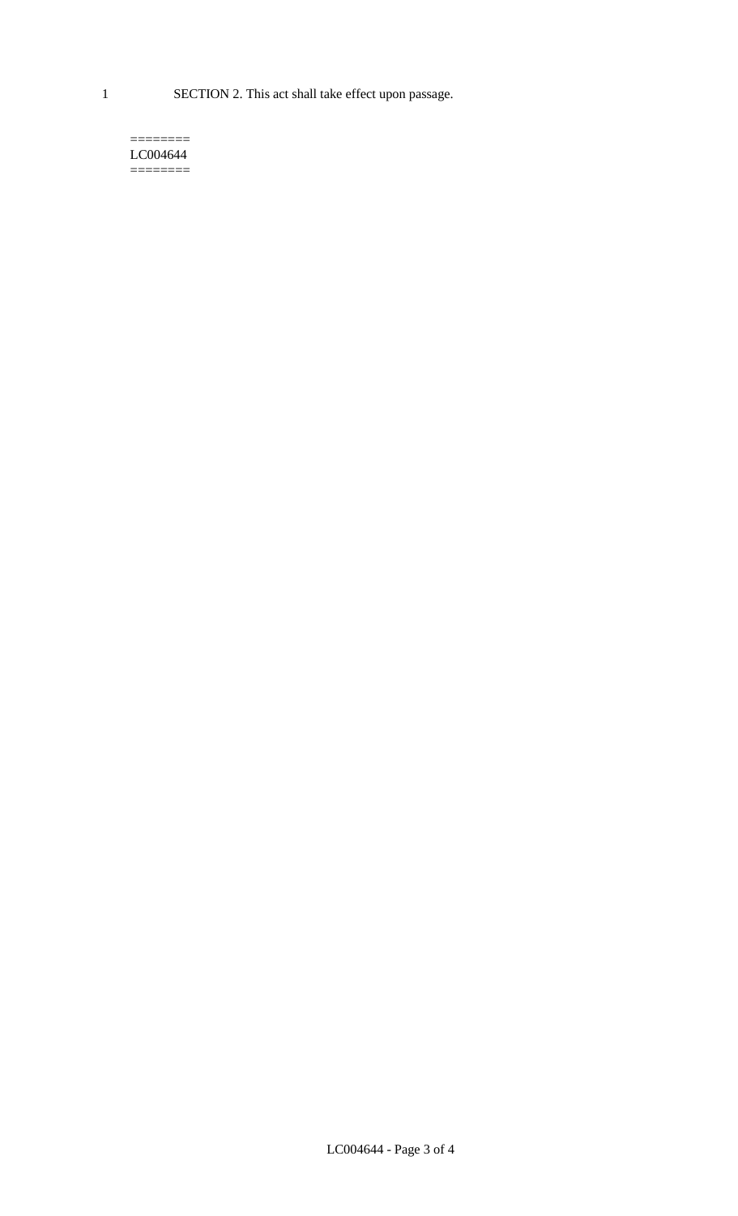SECTION 2. This act shall take effect upon passage.

========
LC004644
========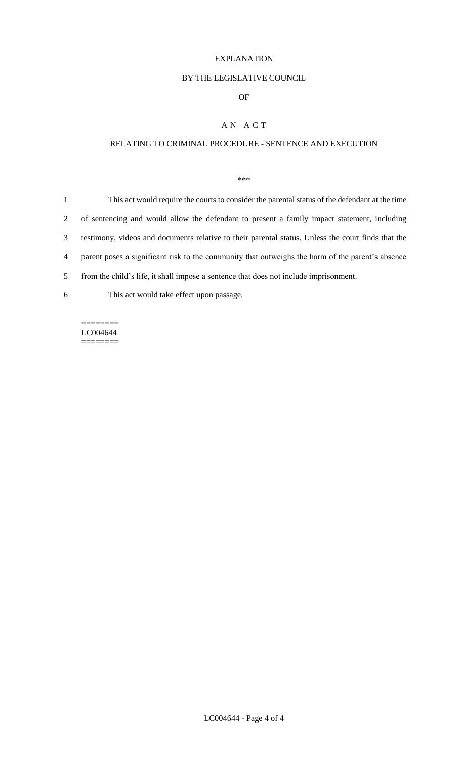EXPLANATION

BY THE LEGISLATIVE COUNCIL

OF

A N A C T

RELATING TO CRIMINAL PROCEDURE - SENTENCE AND EXECUTION

\*\*\*

This act would require the courts to consider the parental status of the defendant at the time of sentencing and would allow the defendant to present a family impact statement, including testimony, videos and documents relative to their parental status. Unless the court finds that the parent poses a significant risk to the community that outweighs the harm of the parent's absence from the child's life, it shall impose a sentence that does not include imprisonment.

This act would take effect upon passage.

========
LC004644
========